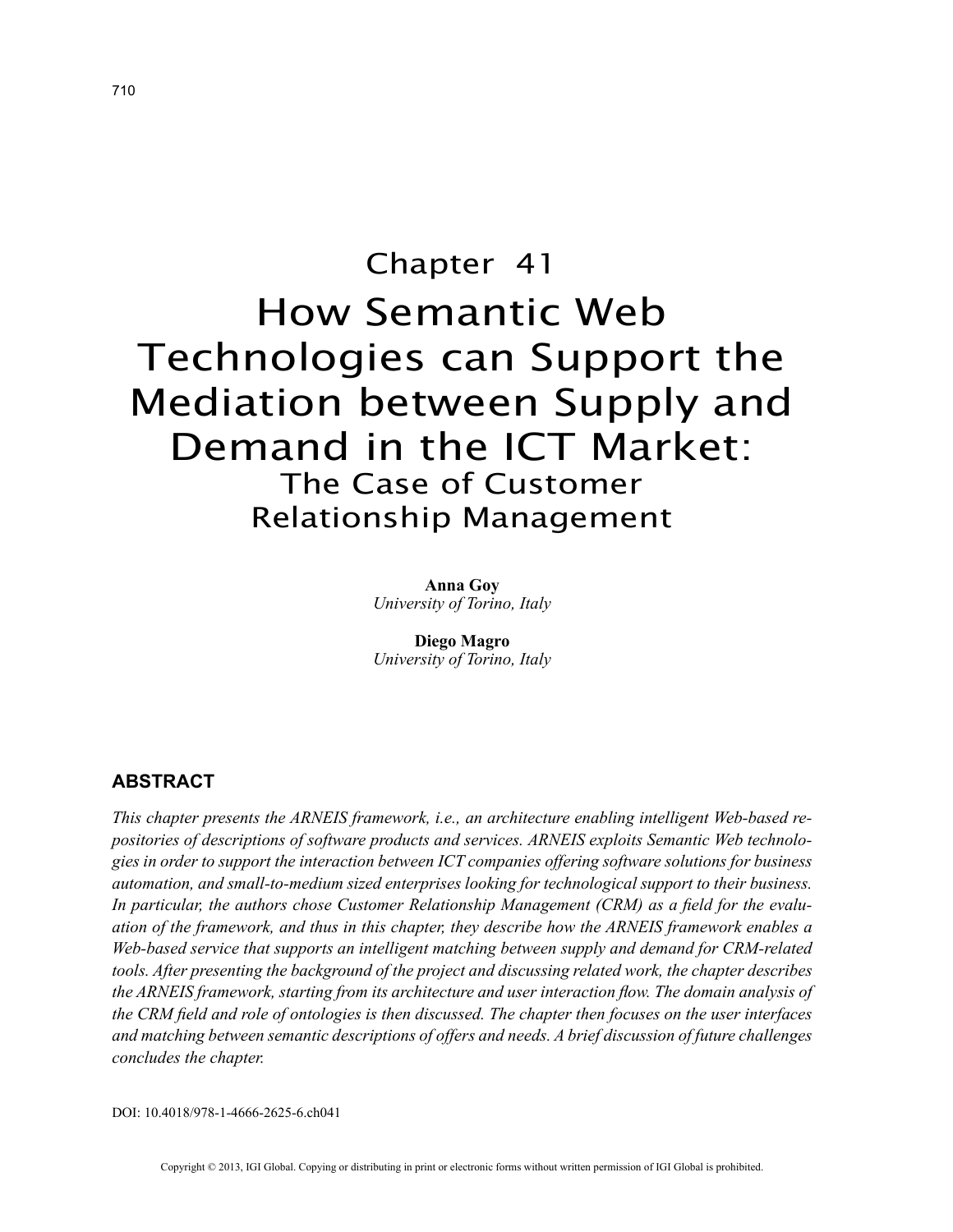# Chapter 41

# How Semantic Web Technologies can Support the Mediation between Supply and Demand in the ICT Market: The Case of Customer Relationship Management

**Anna Goy**
*University of Torino, Italy*

**Diego Magro**
*University of Torino, Italy*

## ABSTRACT

*This chapter presents the ARNEIS framework, i.e., an architecture enabling intelligent Web-based repositories of descriptions of software products and services. ARNEIS exploits Semantic Web technologies in order to support the interaction between ICT companies offering software solutions for business automation, and small-to-medium sized enterprises looking for technological support to their business. In particular, the authors chose Customer Relationship Management (CRM) as a field for the evaluation of the framework, and thus in this chapter, they describe how the ARNEIS framework enables a Web-based service that supports an intelligent matching between supply and demand for CRM-related tools. After presenting the background of the project and discussing related work, the chapter describes the ARNEIS framework, starting from its architecture and user interaction flow. The domain analysis of the CRM field and role of ontologies is then discussed. The chapter then focuses on the user interfaces and matching between semantic descriptions of offers and needs. A brief discussion of future challenges concludes the chapter.*

DOI: 10.4018/978-1-4666-2625-6.ch041

Copyright © 2013, IGI Global. Copying or distributing in print or electronic forms without written permission of IGI Global is prohibited.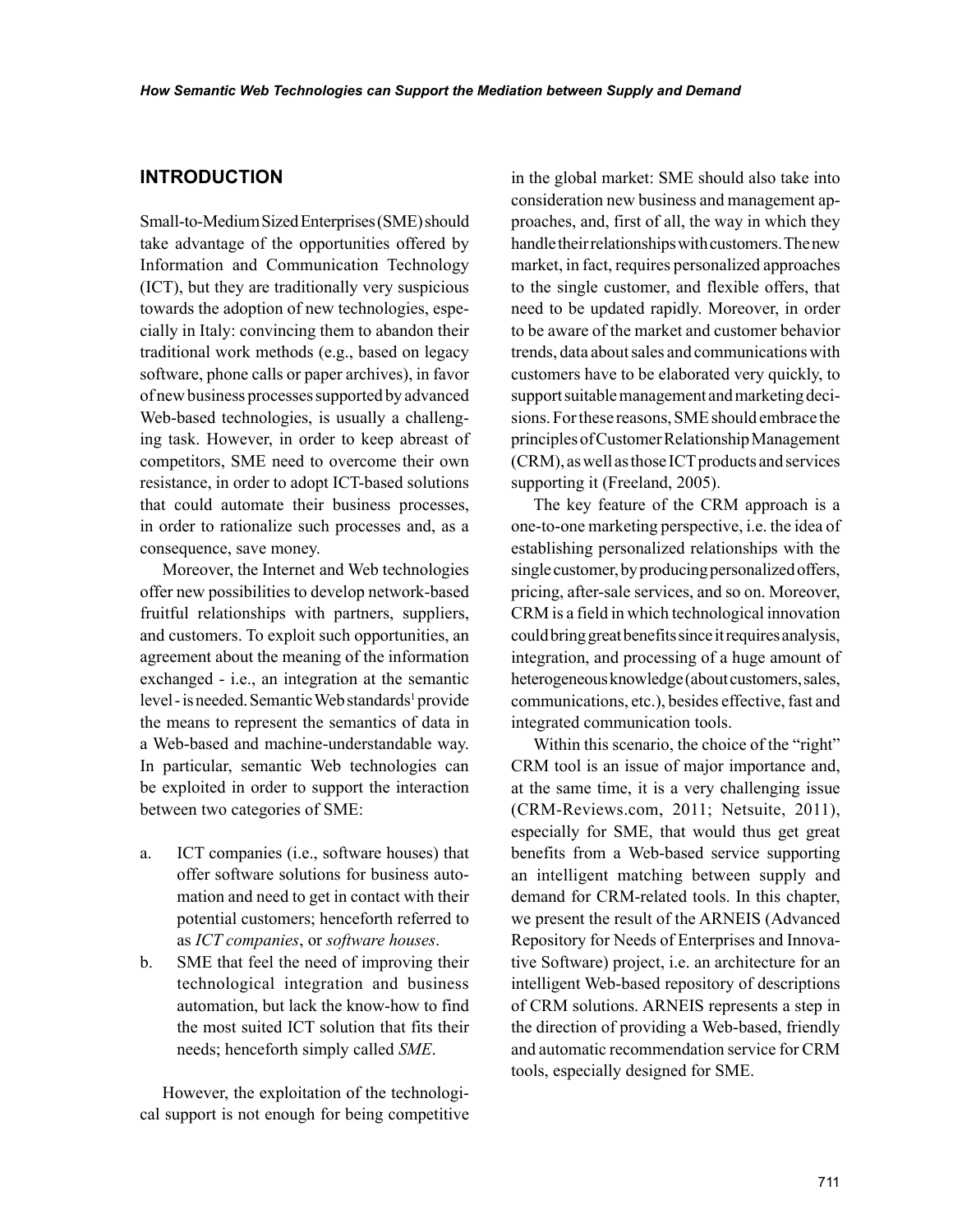## INTRODUCTION

Small-to-Medium Sized Enterprises (SME) should take advantage of the opportunities offered by Information and Communication Technology (ICT), but they are traditionally very suspicious towards the adoption of new technologies, especially in Italy: convincing them to abandon their traditional work methods (e.g., based on legacy software, phone calls or paper archives), in favor of new business processes supported by advanced Web-based technologies, is usually a challenging task. However, in order to keep abreast of competitors, SME need to overcome their own resistance, in order to adopt ICT-based solutions that could automate their business processes, in order to rationalize such processes and, as a consequence, save money.

Moreover, the Internet and Web technologies offer new possibilities to develop network-based fruitful relationships with partners, suppliers, and customers. To exploit such opportunities, an agreement about the meaning of the information exchanged - i.e., an integration at the semantic level - is needed. Semantic Web standards[1] provide the means to represent the semantics of data in a Web-based and machine-understandable way. In particular, semantic Web technologies can be exploited in order to support the interaction between two categories of SME:

a. ICT companies (i.e., software houses) that offer software solutions for business automation and need to get in contact with their potential customers; henceforth referred to as *ICT companies*, or *software houses*.
b. SME that feel the need of improving their technological integration and business automation, but lack the know-how to find the most suited ICT solution that fits their needs; henceforth simply called *SME*.

However, the exploitation of the technological support is not enough for being competitive in the global market: SME should also take into consideration new business and management approaches, and, first of all, the way in which they handle their relationships with customers. The new market, in fact, requires personalized approaches to the single customer, and flexible offers, that need to be updated rapidly. Moreover, in order to be aware of the market and customer behavior trends, data about sales and communications with customers have to be elaborated very quickly, to support suitable management and marketing decisions. For these reasons, SME should embrace the principles of Customer Relationship Management (CRM), as well as those ICT products and services supporting it (Freeland, 2005).

The key feature of the CRM approach is a one-to-one marketing perspective, i.e. the idea of establishing personalized relationships with the single customer, by producing personalized offers, pricing, after-sale services, and so on. Moreover, CRM is a field in which technological innovation could bring great benefits since it requires analysis, integration, and processing of a huge amount of heterogeneous knowledge (about customers, sales, communications, etc.), besides effective, fast and integrated communication tools.

Within this scenario, the choice of the "right" CRM tool is an issue of major importance and, at the same time, it is a very challenging issue (CRM-Reviews.com, 2011; Netsuite, 2011), especially for SME, that would thus get great benefits from a Web-based service supporting an intelligent matching between supply and demand for CRM-related tools. In this chapter, we present the result of the ARNEIS (Advanced Repository for Needs of Enterprises and Innovative Software) project, i.e. an architecture for an intelligent Web-based repository of descriptions of CRM solutions. ARNEIS represents a step in the direction of providing a Web-based, friendly and automatic recommendation service for CRM tools, especially designed for SME.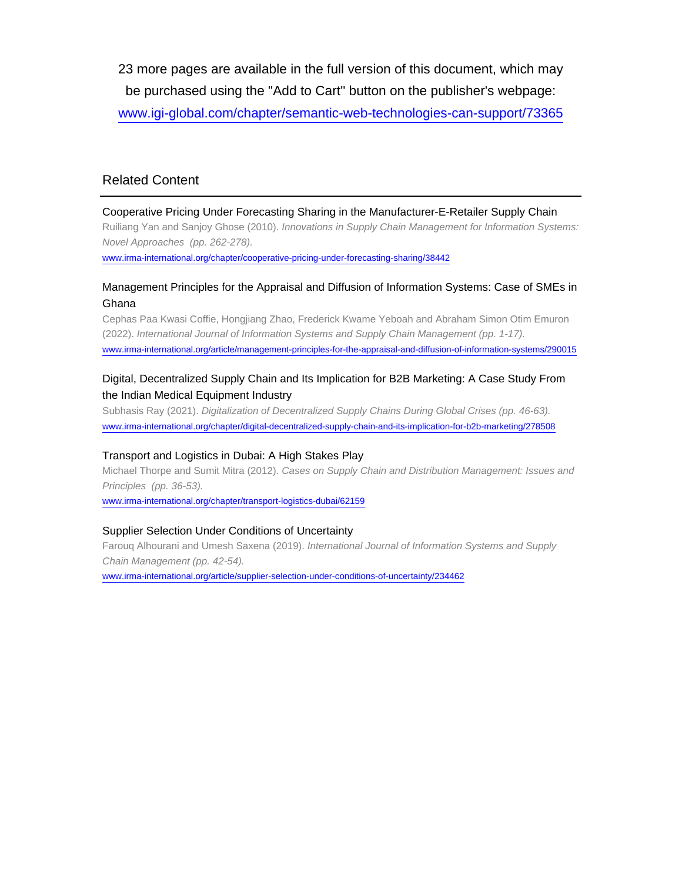23 more pages are available in the full version of this document, which may be purchased using the "Add to Cart" button on the publisher's webpage: www.igi-global.com/chapter/semantic-web-technologies-can-support/73365

## Related Content

**Cooperative Pricing Under Forecasting Sharing in the Manufacturer-E-Retailer Supply Chain**
Ruiliang Yan and Sanjoy Ghose (2010). *Innovations in Supply Chain Management for Information Systems: Novel Approaches (pp. 262-278).*
www.irma-international.org/chapter/cooperative-pricing-under-forecasting-sharing/38442

**Management Principles for the Appraisal and Diffusion of Information Systems: Case of SMEs in Ghana**
Cephas Paa Kwasi Coffie, Hongjiang Zhao, Frederick Kwame Yeboah and Abraham Simon Otim Emuron (2022). *International Journal of Information Systems and Supply Chain Management (pp. 1-17).*
www.irma-international.org/article/management-principles-for-the-appraisal-and-diffusion-of-information-systems/290015

**Digital, Decentralized Supply Chain and Its Implication for B2B Marketing: A Case Study From the Indian Medical Equipment Industry**
Subhasis Ray (2021). *Digitalization of Decentralized Supply Chains During Global Crises (pp. 46-63).*
www.irma-international.org/chapter/digital-decentralized-supply-chain-and-its-implication-for-b2b-marketing/278508

**Transport and Logistics in Dubai: A High Stakes Play**
Michael Thorpe and Sumit Mitra (2012). *Cases on Supply Chain and Distribution Management: Issues and Principles (pp. 36-53).*
www.irma-international.org/chapter/transport-logistics-dubai/62159

**Supplier Selection Under Conditions of Uncertainty**
Farouq Alhourani and Umesh Saxena (2019). *International Journal of Information Systems and Supply Chain Management (pp. 42-54).*
www.irma-international.org/article/supplier-selection-under-conditions-of-uncertainty/234462